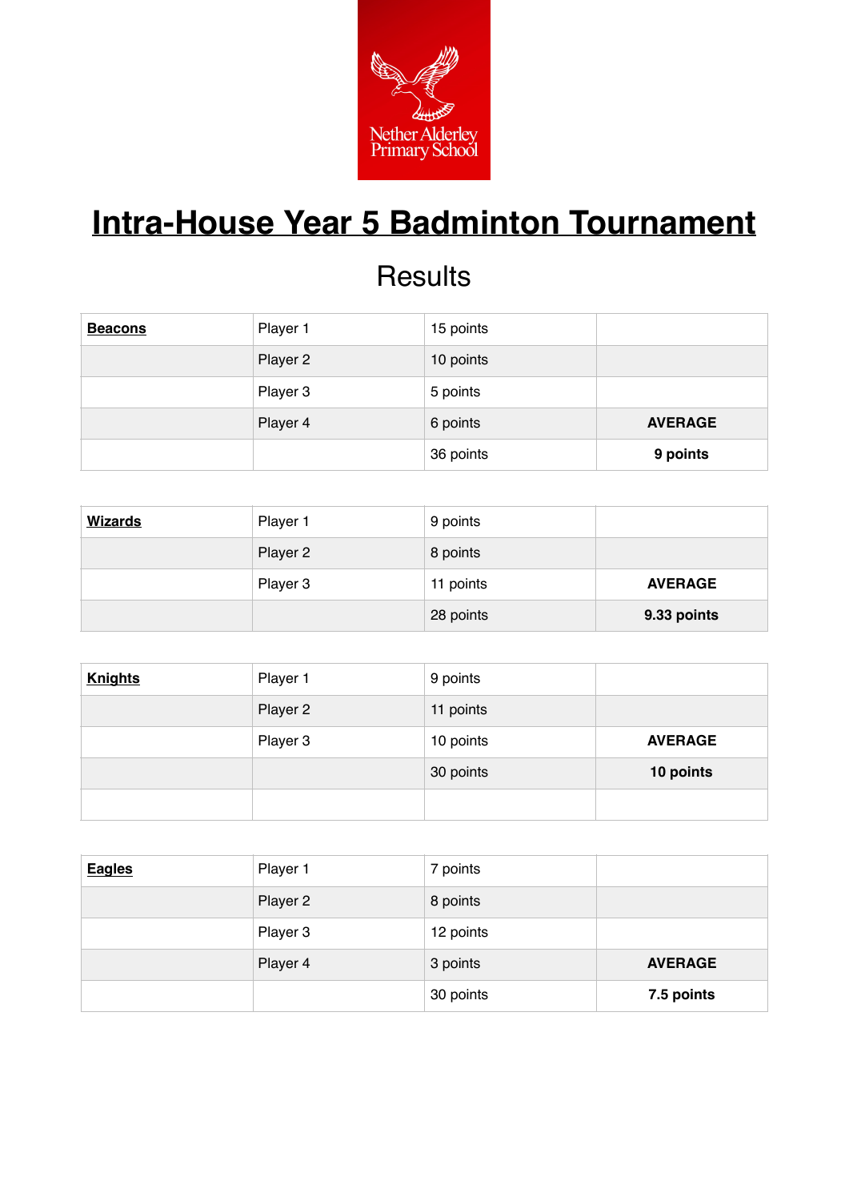Nether Alderley Primary School

# Intra-House Year 5 Badminton Tournament

## Results

| **Beacons** | Player 1 | 15 points | |
|---|---|---|---|
| | Player 2 | 10 points | |
| | Player 3 | 5 points | |
| | Player 4 | 6 points | **AVERAGE** |
| | | 36 points | **9 points** |

| **Wizards** | Player 1 | 9 points | |
|---|---|---|---|
| | Player 2 | 8 points | |
| | Player 3 | 11 points | **AVERAGE** |
| | | 28 points | **9.33 points** |

| **Knights** | Player 1 | 9 points | |
|---|---|---|---|
| | Player 2 | 11 points | |
| | Player 3 | 10 points | **AVERAGE** |
| | | 30 points | **10 points** |
| | | | |

| **Eagles** | Player 1 | 7 points | |
|---|---|---|---|
| | Player 2 | 8 points | |
| | Player 3 | 12 points | |
| | Player 4 | 3 points | **AVERAGE** |
| | | 30 points | **7.5 points** |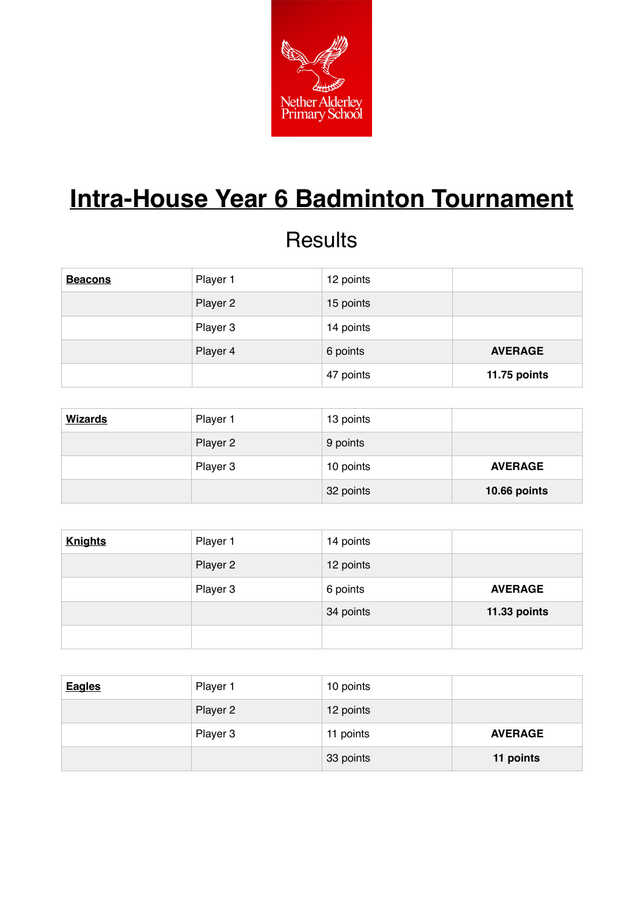# Intra-House Year 6 Badminton Tournament

## Results

| **Beacons** | Player 1 | 12 points | |
|---|---|---|---|
| | Player 2 | 15 points | |
| | Player 3 | 14 points | |
| | Player 4 | 6 points | **AVERAGE** |
| | | 47 points | **11.75 points** |

| **Wizards** | Player 1 | 13 points | |
|---|---|---|---|
| | Player 2 | 9 points | |
| | Player 3 | 10 points | **AVERAGE** |
| | | 32 points | **10.66 points** |

| **Knights** | Player 1 | 14 points | |
|---|---|---|---|
| | Player 2 | 12 points | |
| | Player 3 | 6 points | **AVERAGE** |
| | | 34 points | **11.33 points** |
| | | | |

| **Eagles** | Player 1 | 10 points | |
|---|---|---|---|
| | Player 2 | 12 points | |
| | Player 3 | 11 points | **AVERAGE** |
| | | 33 points | **11 points** |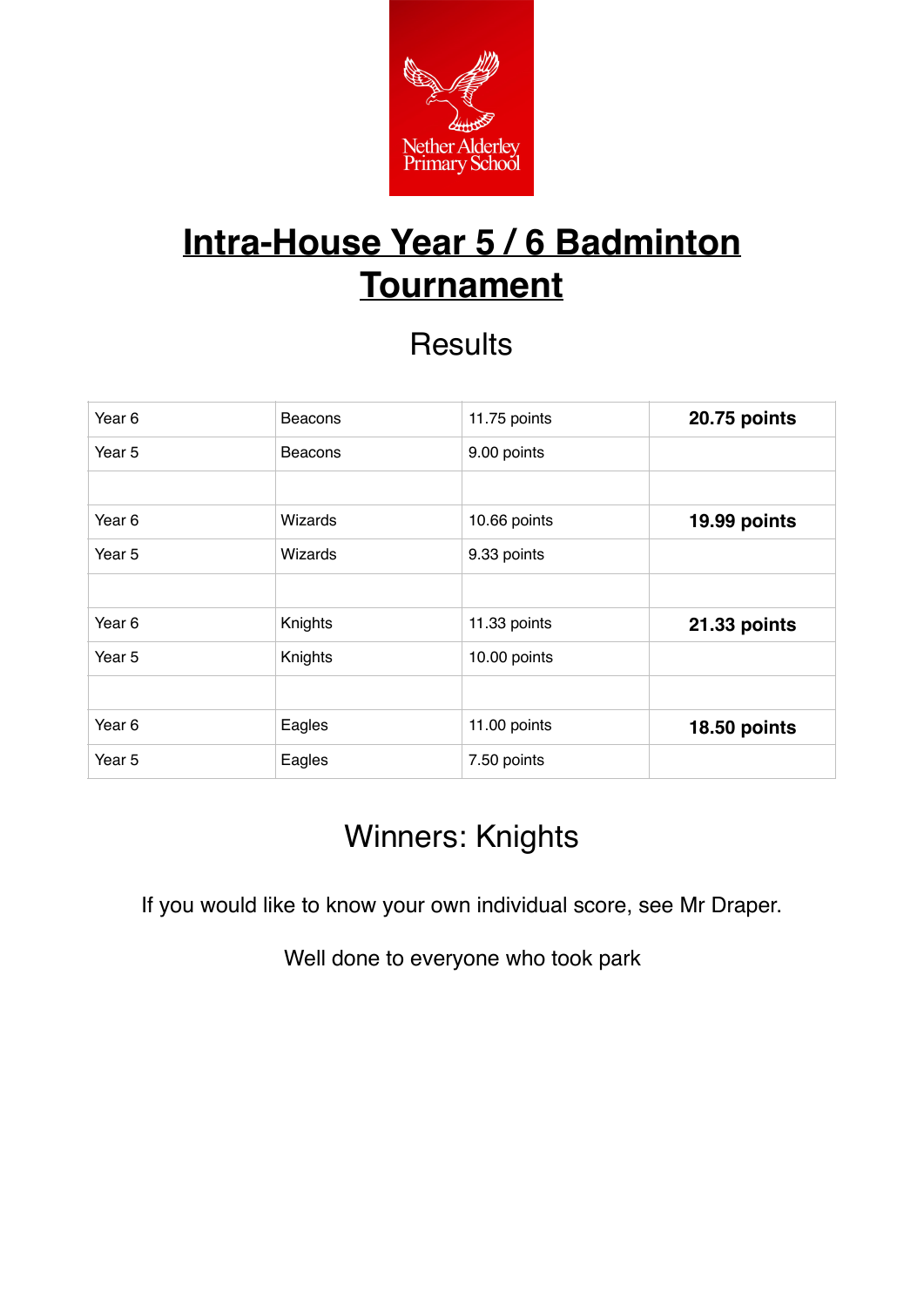Nether Alderley Primary School

# Intra-House Year 5 / 6 Badminton Tournament

## Results

| | | | |
|---|---|---|---|
| Year 6 | Beacons | 11.75 points | **20.75 points** |
| Year 5 | Beacons | 9.00 points | |
| | | | |
| Year 6 | Wizards | 10.66 points | **19.99 points** |
| Year 5 | Wizards | 9.33 points | |
| | | | |
| Year 6 | Knights | 11.33 points | **21.33 points** |
| Year 5 | Knights | 10.00 points | |
| | | | |
| Year 6 | Eagles | 11.00 points | **18.50 points** |
| Year 5 | Eagles | 7.50 points | |

## Winners: Knights

If you would like to know your own individual score, see Mr Draper.

Well done to everyone who took park